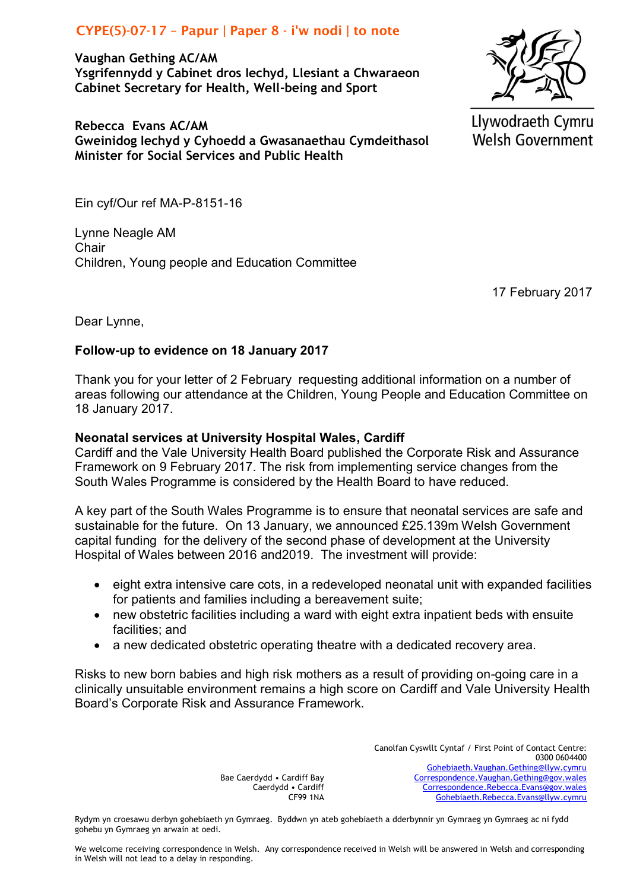CYPE(5)-07-17 – Papur | Paper 8 - i'w nodi | to note

**Vaughan Gething AC/AM**
**Ysgrifennydd y Cabinet dros Iechyd, Llesiant a Chwaraeon**
**Cabinet Secretary for Health, Well-being and Sport**

**Rebecca Evans AC/AM**
**Gweinidog Iechyd y Cyhoedd a Gwasanaethau Cymdeithasol**
**Minister for Social Services and Public Health**

Llywodraeth Cymru
Welsh Government

Ein cyf/Our ref MA-P-8151-16

Lynne Neagle AM
Chair
Children, Young people and Education Committee

17 February 2017

Dear Lynne,

**Follow-up to evidence on 18 January 2017**

Thank you for your letter of 2 February requesting additional information on a number of areas following our attendance at the Children, Young People and Education Committee on 18 January 2017.

**Neonatal services at University Hospital Wales, Cardiff**
Cardiff and the Vale University Health Board published the Corporate Risk and Assurance Framework on 9 February 2017. The risk from implementing service changes from the South Wales Programme is considered by the Health Board to have reduced.

A key part of the South Wales Programme is to ensure that neonatal services are safe and sustainable for the future. On 13 January, we announced £25.139m Welsh Government capital funding for the delivery of the second phase of development at the University Hospital of Wales between 2016 and2019. The investment will provide:

- eight extra intensive care cots, in a redeveloped neonatal unit with expanded facilities for patients and families including a bereavement suite;
- new obstetric facilities including a ward with eight extra inpatient beds with ensuite facilities; and
- a new dedicated obstetric operating theatre with a dedicated recovery area.

Risks to new born babies and high risk mothers as a result of providing on-going care in a clinically unsuitable environment remains a high score on Cardiff and Vale University Health Board's Corporate Risk and Assurance Framework.

Bae Caerdydd • Cardiff Bay
Caerdydd • Cardiff
CF99 1NA

Canolfan Cyswllt Cyntaf / First Point of Contact Centre:
0300 0604400
Gohebiaeth.Vaughan.Gething@llyw.cymru
Correspondence.Vaughan.Gething@gov.wales
Correspondence.Rebecca.Evans@gov.wales
Gohebiaeth.Rebecca.Evans@llyw.cymru

Rydym yn croesawu derbyn gohebiaeth yn Gymraeg. Byddwn yn ateb gohebiaeth a dderbynnir yn Gymraeg yn Gymraeg ac ni fydd gohebu yn Gymraeg yn arwain at oedi.

We welcome receiving correspondence in Welsh. Any correspondence received in Welsh will be answered in Welsh and corresponding in Welsh will not lead to a delay in responding.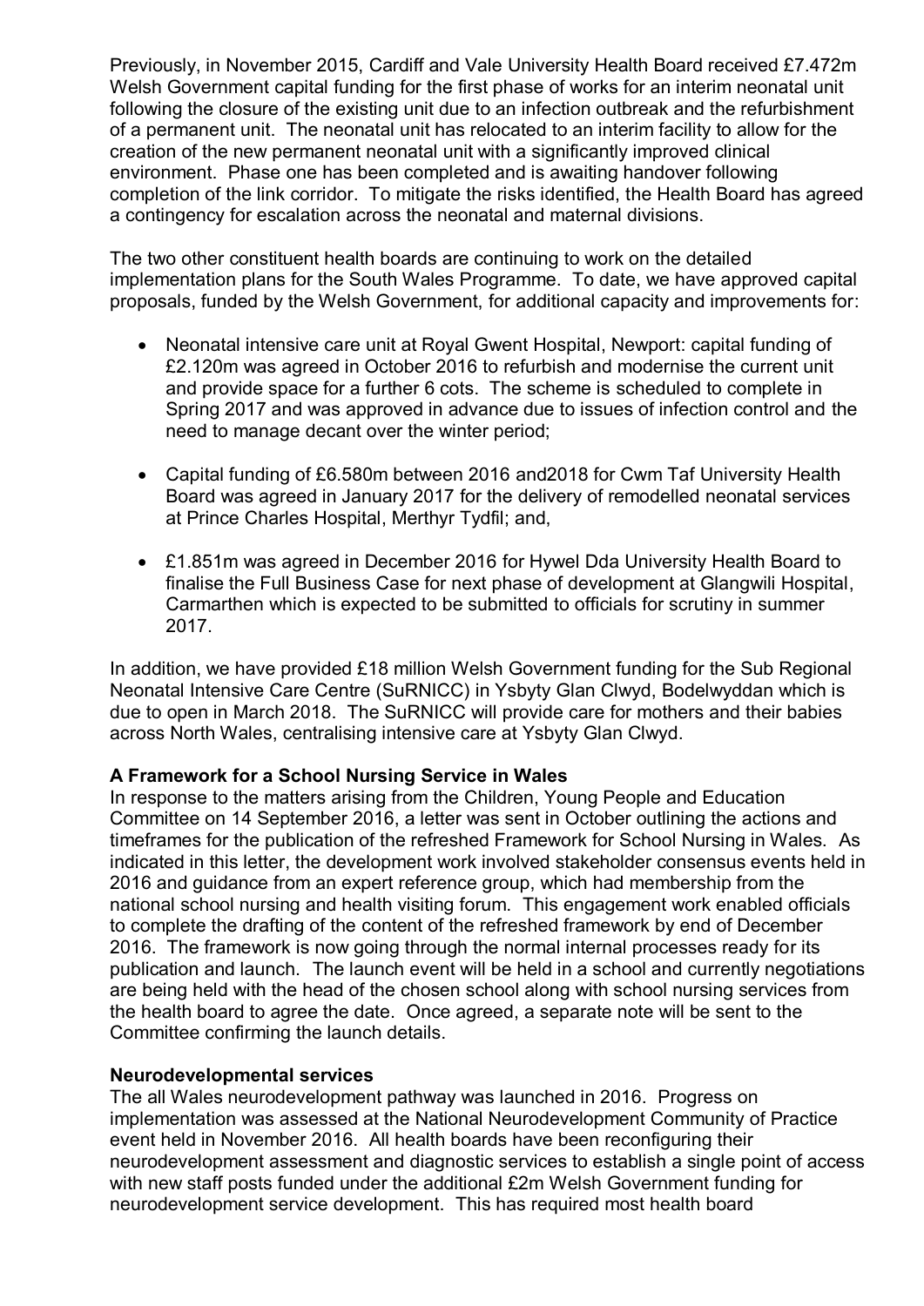Previously, in November 2015, Cardiff and Vale University Health Board received £7.472m Welsh Government capital funding for the first phase of works for an interim neonatal unit following the closure of the existing unit due to an infection outbreak and the refurbishment of a permanent unit. The neonatal unit has relocated to an interim facility to allow for the creation of the new permanent neonatal unit with a significantly improved clinical environment. Phase one has been completed and is awaiting handover following completion of the link corridor. To mitigate the risks identified, the Health Board has agreed a contingency for escalation across the neonatal and maternal divisions.

The two other constituent health boards are continuing to work on the detailed implementation plans for the South Wales Programme. To date, we have approved capital proposals, funded by the Welsh Government, for additional capacity and improvements for:

- Neonatal intensive care unit at Royal Gwent Hospital, Newport: capital funding of £2.120m was agreed in October 2016 to refurbish and modernise the current unit and provide space for a further 6 cots. The scheme is scheduled to complete in Spring 2017 and was approved in advance due to issues of infection control and the need to manage decant over the winter period;
- Capital funding of £6.580m between 2016 and2018 for Cwm Taf University Health Board was agreed in January 2017 for the delivery of remodelled neonatal services at Prince Charles Hospital, Merthyr Tydfil; and,
- £1.851m was agreed in December 2016 for Hywel Dda University Health Board to finalise the Full Business Case for next phase of development at Glangwili Hospital, Carmarthen which is expected to be submitted to officials for scrutiny in summer 2017.

In addition, we have provided £18 million Welsh Government funding for the Sub Regional Neonatal Intensive Care Centre (SuRNICC) in Ysbyty Glan Clwyd, Bodelwyddan which is due to open in March 2018. The SuRNICC will provide care for mothers and their babies across North Wales, centralising intensive care at Ysbyty Glan Clwyd.

**A Framework for a School Nursing Service in Wales**

In response to the matters arising from the Children, Young People and Education Committee on 14 September 2016, a letter was sent in October outlining the actions and timeframes for the publication of the refreshed Framework for School Nursing in Wales. As indicated in this letter, the development work involved stakeholder consensus events held in 2016 and guidance from an expert reference group, which had membership from the national school nursing and health visiting forum. This engagement work enabled officials to complete the drafting of the content of the refreshed framework by end of December 2016. The framework is now going through the normal internal processes ready for its publication and launch. The launch event will be held in a school and currently negotiations are being held with the head of the chosen school along with school nursing services from the health board to agree the date. Once agreed, a separate note will be sent to the Committee confirming the launch details.

**Neurodevelopmental services**

The all Wales neurodevelopment pathway was launched in 2016. Progress on implementation was assessed at the National Neurodevelopment Community of Practice event held in November 2016. All health boards have been reconfiguring their neurodevelopment assessment and diagnostic services to establish a single point of access with new staff posts funded under the additional £2m Welsh Government funding for neurodevelopment service development. This has required most health board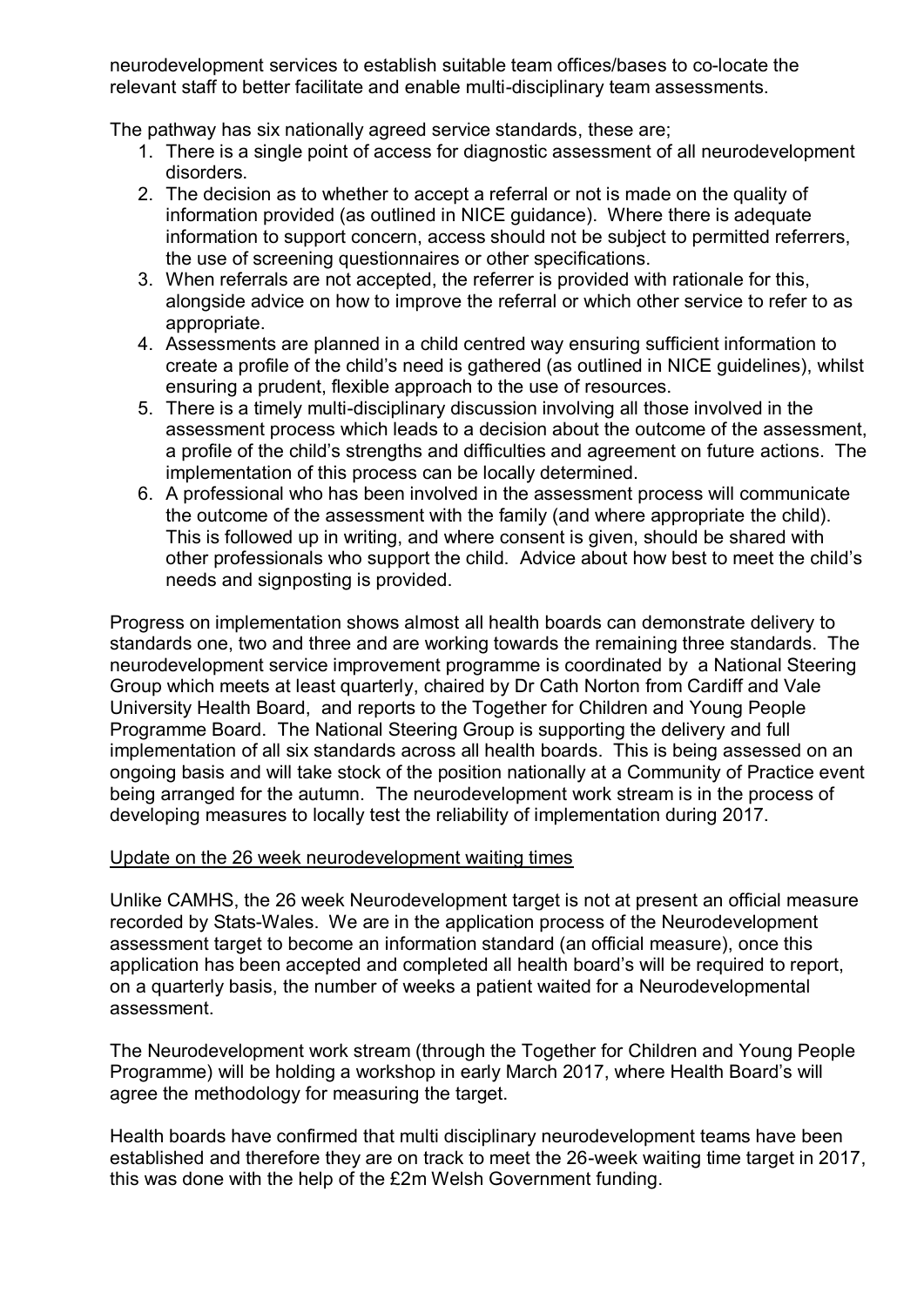neurodevelopment services to establish suitable team offices/bases to co-locate the relevant staff to better facilitate and enable multi-disciplinary team assessments.

The pathway has six nationally agreed service standards, these are;

1. There is a single point of access for diagnostic assessment of all neurodevelopment disorders.
2. The decision as to whether to accept a referral or not is made on the quality of information provided (as outlined in NICE guidance). Where there is adequate information to support concern, access should not be subject to permitted referrers, the use of screening questionnaires or other specifications.
3. When referrals are not accepted, the referrer is provided with rationale for this, alongside advice on how to improve the referral or which other service to refer to as appropriate.
4. Assessments are planned in a child centred way ensuring sufficient information to create a profile of the child's need is gathered (as outlined in NICE guidelines), whilst ensuring a prudent, flexible approach to the use of resources.
5. There is a timely multi-disciplinary discussion involving all those involved in the assessment process which leads to a decision about the outcome of the assessment, a profile of the child's strengths and difficulties and agreement on future actions. The implementation of this process can be locally determined.
6. A professional who has been involved in the assessment process will communicate the outcome of the assessment with the family (and where appropriate the child). This is followed up in writing, and where consent is given, should be shared with other professionals who support the child. Advice about how best to meet the child's needs and signposting is provided.

Progress on implementation shows almost all health boards can demonstrate delivery to standards one, two and three and are working towards the remaining three standards. The neurodevelopment service improvement programme is coordinated by a National Steering Group which meets at least quarterly, chaired by Dr Cath Norton from Cardiff and Vale University Health Board, and reports to the Together for Children and Young People Programme Board. The National Steering Group is supporting the delivery and full implementation of all six standards across all health boards. This is being assessed on an ongoing basis and will take stock of the position nationally at a Community of Practice event being arranged for the autumn. The neurodevelopment work stream is in the process of developing measures to locally test the reliability of implementation during 2017.

Update on the 26 week neurodevelopment waiting times

Unlike CAMHS, the 26 week Neurodevelopment target is not at present an official measure recorded by Stats-Wales. We are in the application process of the Neurodevelopment assessment target to become an information standard (an official measure), once this application has been accepted and completed all health board's will be required to report, on a quarterly basis, the number of weeks a patient waited for a Neurodevelopmental assessment.

The Neurodevelopment work stream (through the Together for Children and Young People Programme) will be holding a workshop in early March 2017, where Health Board's will agree the methodology for measuring the target.

Health boards have confirmed that multi disciplinary neurodevelopment teams have been established and therefore they are on track to meet the 26-week waiting time target in 2017, this was done with the help of the £2m Welsh Government funding.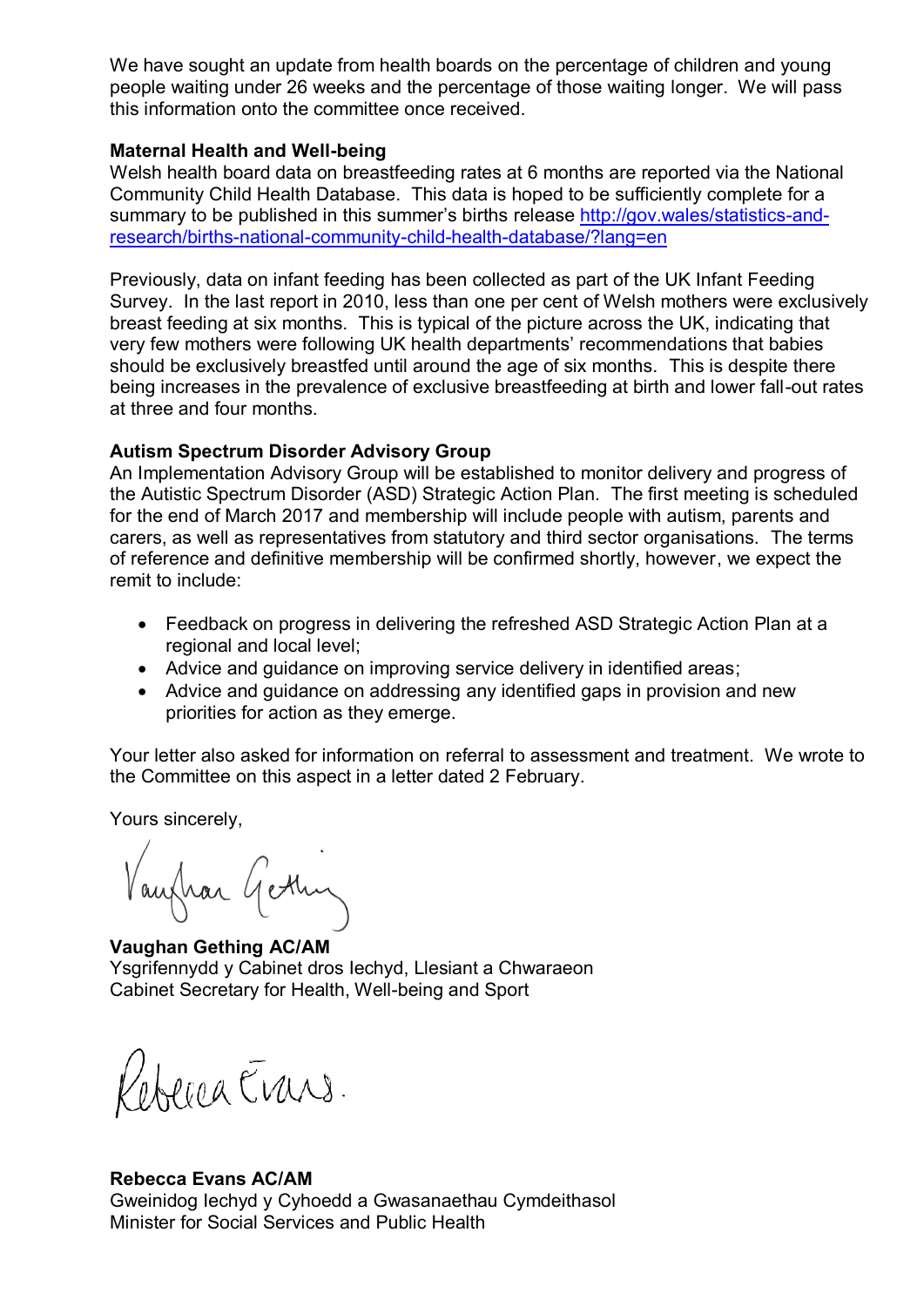We have sought an update from health boards on the percentage of children and young people waiting under 26 weeks and the percentage of those waiting longer. We will pass this information onto the committee once received.

**Maternal Health and Well-being**
Welsh health board data on breastfeeding rates at 6 months are reported via the National Community Child Health Database. This data is hoped to be sufficiently complete for a summary to be published in this summer's births release [http://gov.wales/statistics-and-research/births-national-community-child-health-database/?lang=en](http://gov.wales/statistics-and-research/births-national-community-child-health-database/?lang=en)

Previously, data on infant feeding has been collected as part of the UK Infant Feeding Survey. In the last report in 2010, less than one per cent of Welsh mothers were exclusively breast feeding at six months. This is typical of the picture across the UK, indicating that very few mothers were following UK health departments' recommendations that babies should be exclusively breastfed until around the age of six months. This is despite there being increases in the prevalence of exclusive breastfeeding at birth and lower fall-out rates at three and four months.

**Autism Spectrum Disorder Advisory Group**
An Implementation Advisory Group will be established to monitor delivery and progress of the Autistic Spectrum Disorder (ASD) Strategic Action Plan. The first meeting is scheduled for the end of March 2017 and membership will include people with autism, parents and carers, as well as representatives from statutory and third sector organisations. The terms of reference and definitive membership will be confirmed shortly, however, we expect the remit to include:

- Feedback on progress in delivering the refreshed ASD Strategic Action Plan at a regional and local level;
- Advice and guidance on improving service delivery in identified areas;
- Advice and guidance on addressing any identified gaps in provision and new priorities for action as they emerge.

Your letter also asked for information on referral to assessment and treatment. We wrote to the Committee on this aspect in a letter dated 2 February.

Yours sincerely,

**Vaughan Gething AC/AM**
Ysgrifennydd y Cabinet dros Iechyd, Llesiant a Chwaraeon
Cabinet Secretary for Health, Well-being and Sport

**Rebecca Evans AC/AM**
Gweinidog Iechyd y Cyhoedd a Gwasanaethau Cymdeithasol
Minister for Social Services and Public Health